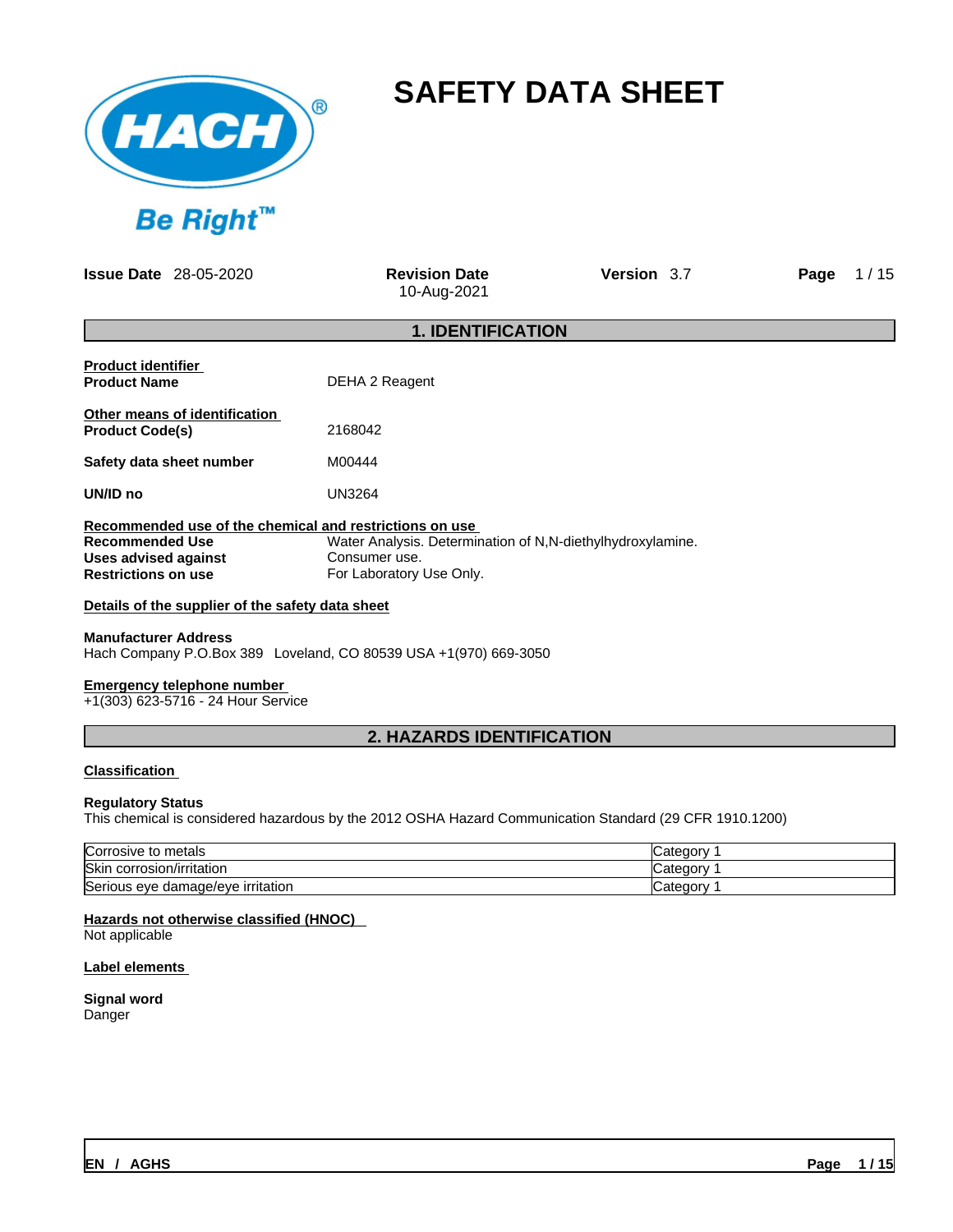# SAFETY DATA SHEET

**Issue Date** 28-05-2020 **Revision Date** 10-Aug-2021 **Version** 3.7

## 1. IDENTIFICATION

**Product identifier**

**Product Name** DEHA 2 Reagent

**Other means of identification**

**Product Code(s)** 2168042

**Safety data sheet number** M00444

**UN/ID no** UN3264

**Recommended use of the chemical and restrictions on use**

**Recommended Use** Water Analysis. Determination of N,N-diethylhydroxylamine.

**Uses advised against** Consumer use.

**Restrictions on use** For Laboratory Use Only.

**Details of the supplier of the safety data sheet**

**Manufacturer Address**

Hach Company P.O.Box 389 Loveland, CO 80539 USA +1(970) 669-3050

**Emergency telephone number**

+1(303) 623-5716 - 24 Hour Service

## 2. HAZARDS IDENTIFICATION

**Classification**

**Regulatory Status**

This chemical is considered hazardous by the 2012 OSHA Hazard Communication Standard (29 CFR 1910.1200)

| | |
|---|---|
| Corrosive to metals | Category 1 |
| Skin corrosion/irritation | Category 1 |
| Serious eye damage/eye irritation | Category 1 |

**Hazards not otherwise classified (HNOC)**

Not applicable

**Label elements**

**Signal word**

Danger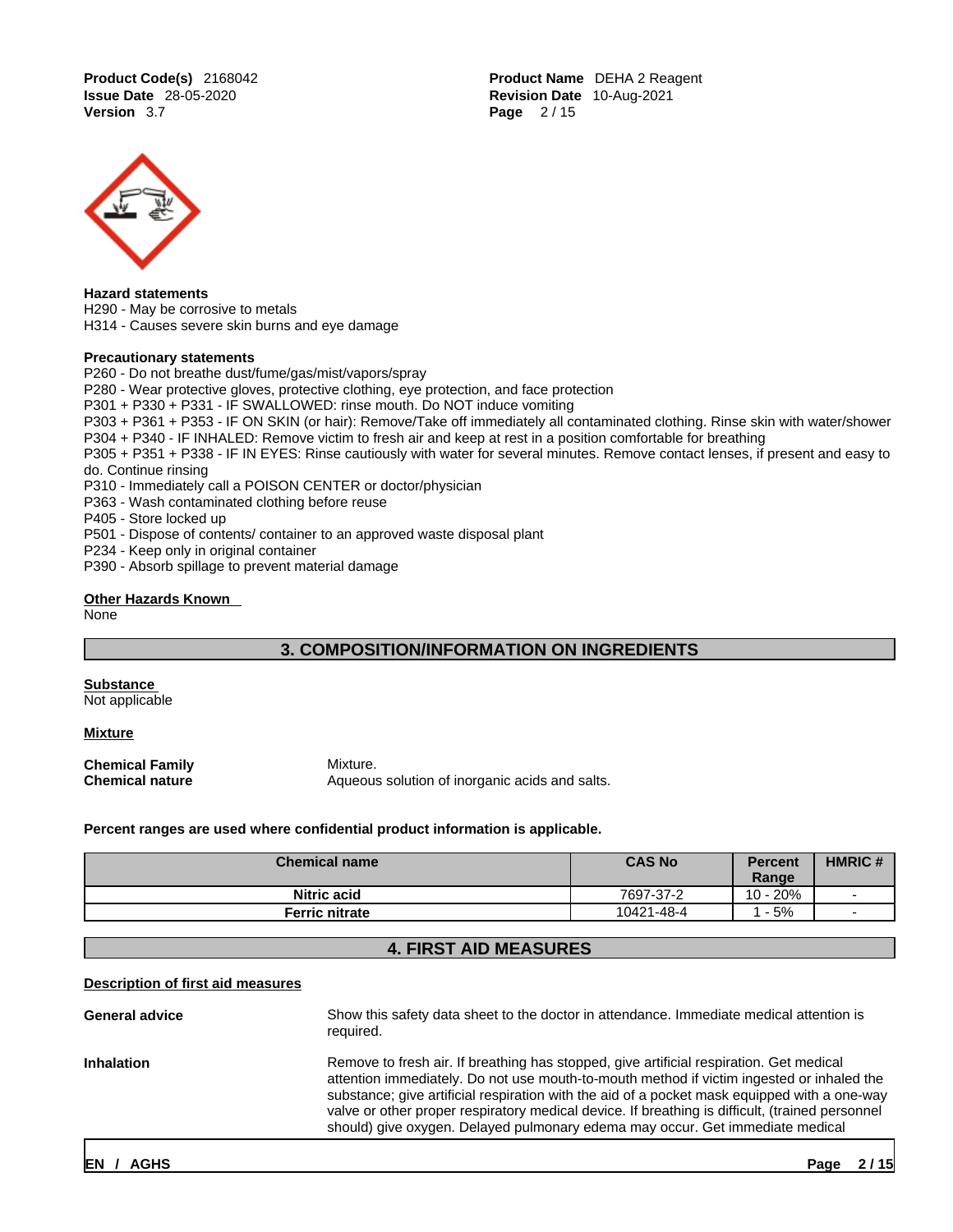**Hazard statements**
H290 - May be corrosive to metals
H314 - Causes severe skin burns and eye damage

**Precautionary statements**
P260 - Do not breathe dust/fume/gas/mist/vapors/spray
P280 - Wear protective gloves, protective clothing, eye protection, and face protection
P301 + P330 + P331 - IF SWALLOWED: rinse mouth. Do NOT induce vomiting
P303 + P361 + P353 - IF ON SKIN (or hair): Remove/Take off immediately all contaminated clothing. Rinse skin with water/shower
P304 + P340 - IF INHALED: Remove victim to fresh air and keep at rest in a position comfortable for breathing
P305 + P351 + P338 - IF IN EYES: Rinse cautiously with water for several minutes. Remove contact lenses, if present and easy to do. Continue rinsing
P310 - Immediately call a POISON CENTER or doctor/physician
P363 - Wash contaminated clothing before reuse
P405 - Store locked up
P501 - Dispose of contents/ container to an approved waste disposal plant
P234 - Keep only in original container
P390 - Absorb spillage to prevent material damage

**Other Hazards Known**
None

## 3. COMPOSITION/INFORMATION ON INGREDIENTS

**Substance**
Not applicable

**Mixture**

**Chemical Family** Mixture.
**Chemical nature** Aqueous solution of inorganic acids and salts.

**Percent ranges are used where confidential product information is applicable.**

| Chemical name | CAS No | Percent Range | HMRIC # |
|---|---|---|---|
| Nitric acid | 7697-37-2 | 10 - 20% | - |
| Ferric nitrate | 10421-48-4 | 1 - 5% | - |

## 4. FIRST AID MEASURES

**Description of first aid measures**

**General advice** Show this safety data sheet to the doctor in attendance. Immediate medical attention is required.

**Inhalation** Remove to fresh air. If breathing has stopped, give artificial respiration. Get medical attention immediately. Do not use mouth-to-mouth method if victim ingested or inhaled the substance; give artificial respiration with the aid of a pocket mask equipped with a one-way valve or other proper respiratory medical device. If breathing is difficult, (trained personnel should) give oxygen. Delayed pulmonary edema may occur. Get immediate medical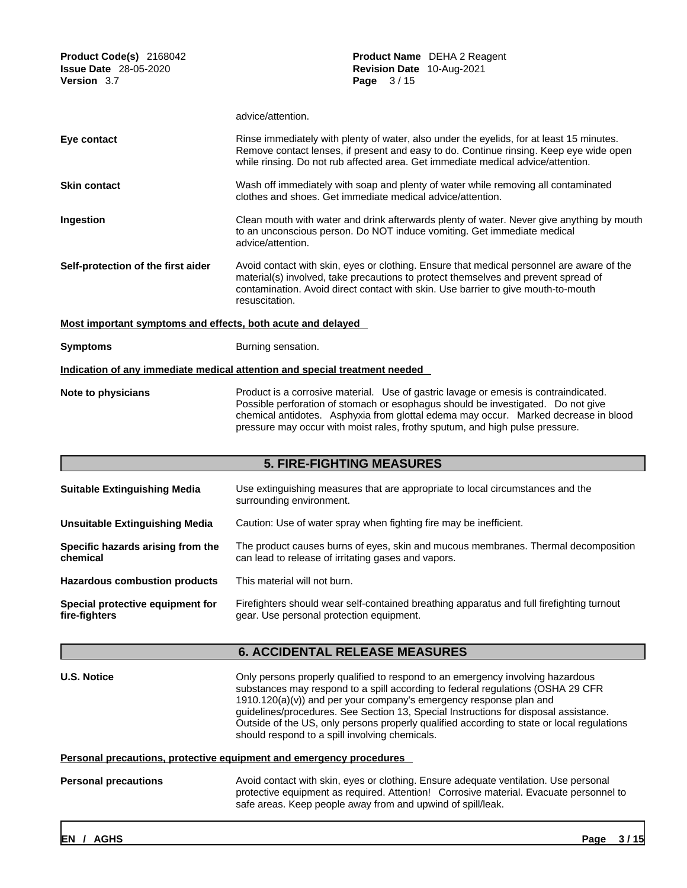advice/attention.

**Eye contact** Rinse immediately with plenty of water, also under the eyelids, for at least 15 minutes. Remove contact lenses, if present and easy to do. Continue rinsing. Keep eye wide open while rinsing. Do not rub affected area. Get immediate medical advice/attention.

**Skin contact** Wash off immediately with soap and plenty of water while removing all contaminated clothes and shoes. Get immediate medical advice/attention.

**Ingestion** Clean mouth with water and drink afterwards plenty of water. Never give anything by mouth to an unconscious person. Do NOT induce vomiting. Get immediate medical advice/attention.

**Self-protection of the first aider** Avoid contact with skin, eyes or clothing. Ensure that medical personnel are aware of the material(s) involved, take precautions to protect themselves and prevent spread of contamination. Avoid direct contact with skin. Use barrier to give mouth-to-mouth resuscitation.

**Most important symptoms and effects, both acute and delayed**

**Symptoms** Burning sensation.

**Indication of any immediate medical attention and special treatment needed**

**Note to physicians** Product is a corrosive material. Use of gastric lavage or emesis is contraindicated. Possible perforation of stomach or esophagus should be investigated. Do not give chemical antidotes. Asphyxia from glottal edema may occur. Marked decrease in blood pressure may occur with moist rales, frothy sputum, and high pulse pressure.

## 5. FIRE-FIGHTING MEASURES

**Suitable Extinguishing Media** Use extinguishing measures that are appropriate to local circumstances and the surrounding environment.

**Unsuitable Extinguishing Media** Caution: Use of water spray when fighting fire may be inefficient.

**Specific hazards arising from the chemical** The product causes burns of eyes, skin and mucous membranes. Thermal decomposition can lead to release of irritating gases and vapors.

**Hazardous combustion products** This material will not burn.

**Special protective equipment for fire-fighters** Firefighters should wear self-contained breathing apparatus and full firefighting turnout gear. Use personal protection equipment.

## 6. ACCIDENTAL RELEASE MEASURES

**U.S. Notice** Only persons properly qualified to respond to an emergency involving hazardous substances may respond to a spill according to federal regulations (OSHA 29 CFR 1910.120(a)(v)) and per your company's emergency response plan and guidelines/procedures. See Section 13, Special Instructions for disposal assistance. Outside of the US, only persons properly qualified according to state or local regulations should respond to a spill involving chemicals.

**Personal precautions, protective equipment and emergency procedures**

**Personal precautions** Avoid contact with skin, eyes or clothing. Ensure adequate ventilation. Use personal protective equipment as required. Attention! Corrosive material. Evacuate personnel to safe areas. Keep people away from and upwind of spill/leak.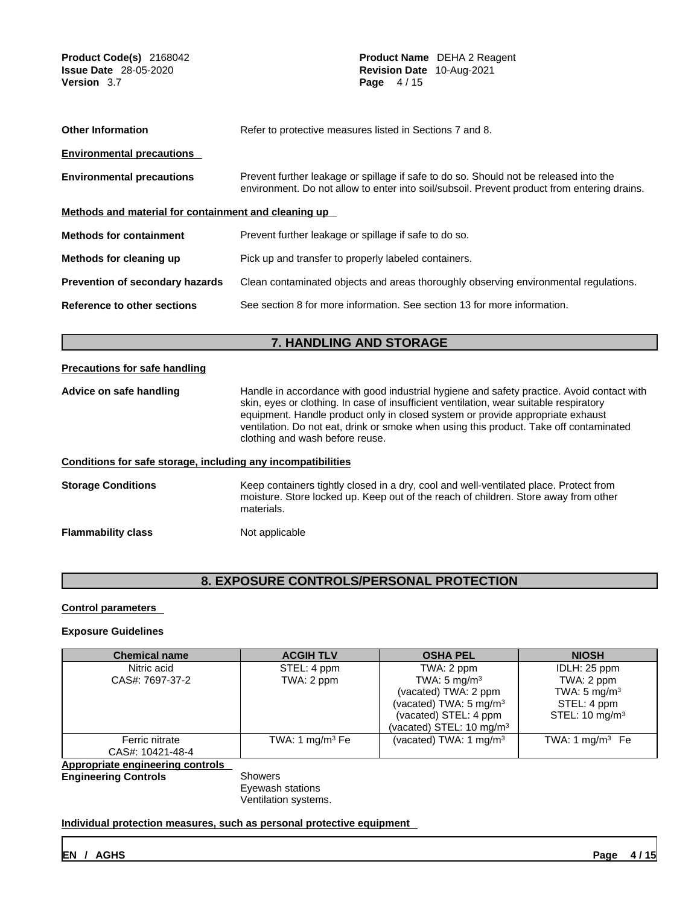**Other Information** Refer to protective measures listed in Sections 7 and 8.

**Environmental precautions**

**Environmental precautions** Prevent further leakage or spillage if safe to do so. Should not be released into the environment. Do not allow to enter into soil/subsoil. Prevent product from entering drains.

**Methods and material for containment and cleaning up**

**Methods for containment** Prevent further leakage or spillage if safe to do so.

**Methods for cleaning up** Pick up and transfer to properly labeled containers.

**Prevention of secondary hazards** Clean contaminated objects and areas thoroughly observing environmental regulations.

**Reference to other sections** See section 8 for more information. See section 13 for more information.

## 7. HANDLING AND STORAGE

**Precautions for safe handling**

**Advice on safe handling** Handle in accordance with good industrial hygiene and safety practice. Avoid contact with skin, eyes or clothing. In case of insufficient ventilation, wear suitable respiratory equipment. Handle product only in closed system or provide appropriate exhaust ventilation. Do not eat, drink or smoke when using this product. Take off contaminated clothing and wash before reuse.

**Conditions for safe storage, including any incompatibilities**

**Storage Conditions** Keep containers tightly closed in a dry, cool and well-ventilated place. Protect from moisture. Store locked up. Keep out of the reach of children. Store away from other materials.

**Flammability class** Not applicable

## 8. EXPOSURE CONTROLS/PERSONAL PROTECTION

**Control parameters**

**Exposure Guidelines**

| Chemical name | ACGIH TLV | OSHA PEL | NIOSH |
|---|---|---|---|
| Nitric acid<br>CAS#: 7697-37-2 | STEL: 4 ppm<br>TWA: 2 ppm | TWA: 2 ppm<br>TWA: 5 mg/m³<br>(vacated) TWA: 2 ppm<br>(vacated) TWA: 5 mg/m³<br>(vacated) STEL: 4 ppm<br>(vacated) STEL: 10 mg/m³ | IDLH: 25 ppm<br>TWA: 2 ppm<br>TWA: 5 mg/m³<br>STEL: 4 ppm<br>STEL: 10 mg/m³ |
| Ferric nitrate<br>CAS#: 10421-48-4 | TWA: 1 mg/m³ Fe | (vacated) TWA: 1 mg/m³ | TWA: 1 mg/m³ Fe |

**Appropriate engineering controls**

**Engineering Controls** Showers
Eyewash stations
Ventilation systems.

**Individual protection measures, such as personal protective equipment**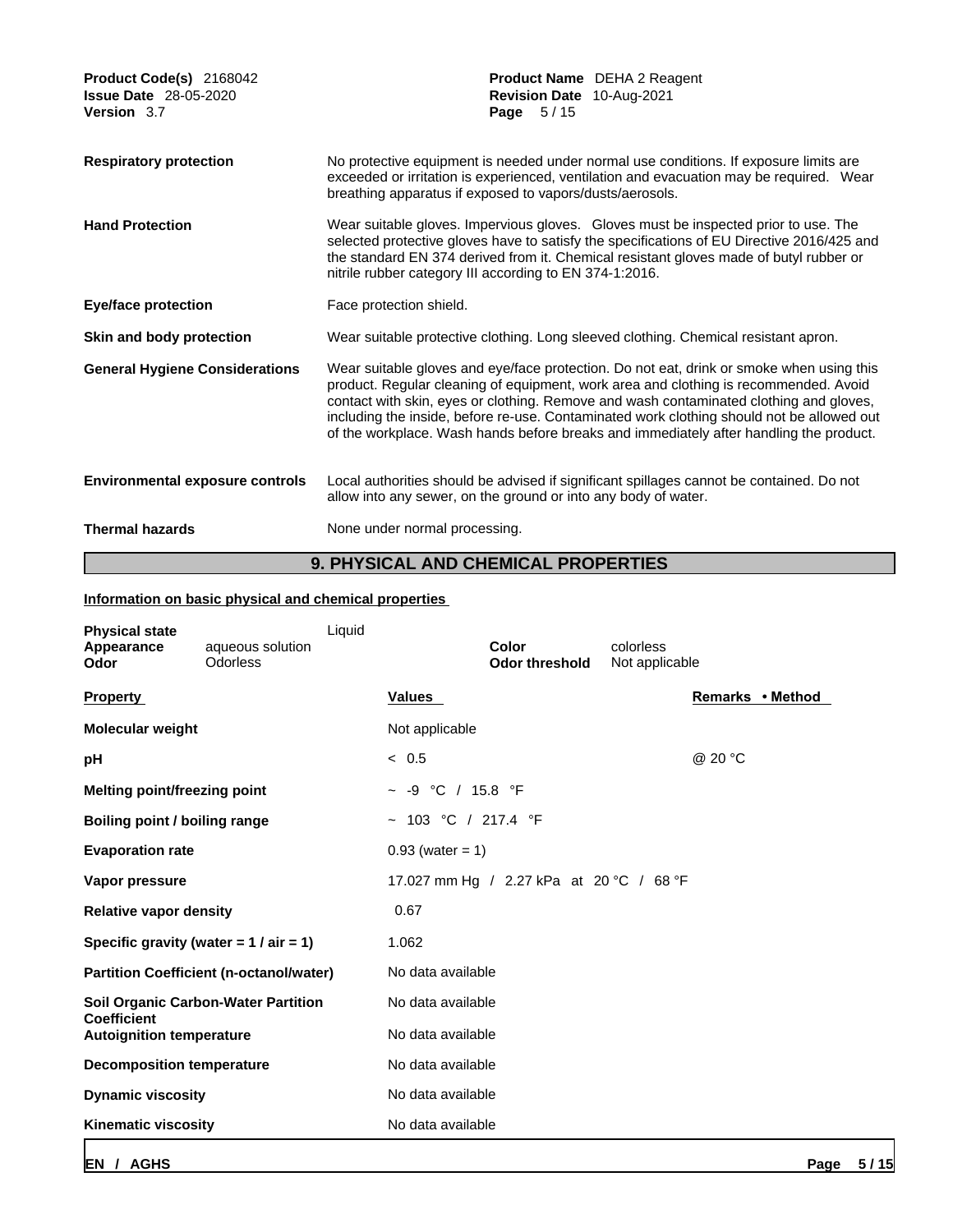**Respiratory protection**: No protective equipment is needed under normal use conditions. If exposure limits are exceeded or irritation is experienced, ventilation and evacuation may be required. Wear breathing apparatus if exposed to vapors/dusts/aerosols.

**Hand Protection**: Wear suitable gloves. Impervious gloves. Gloves must be inspected prior to use. The selected protective gloves have to satisfy the specifications of EU Directive 2016/425 and the standard EN 374 derived from it. Chemical resistant gloves made of butyl rubber or nitrile rubber category III according to EN 374-1:2016.

**Eye/face protection**: Face protection shield.

**Skin and body protection**: Wear suitable protective clothing. Long sleeved clothing. Chemical resistant apron.

**General Hygiene Considerations**: Wear suitable gloves and eye/face protection. Do not eat, drink or smoke when using this product. Regular cleaning of equipment, work area and clothing is recommended. Avoid contact with skin, eyes or clothing. Remove and wash contaminated clothing and gloves, including the inside, before re-use. Contaminated work clothing should not be allowed out of the workplace. Wash hands before breaks and immediately after handling the product.

**Environmental exposure controls**: Local authorities should be advised if significant spillages cannot be contained. Do not allow into any sewer, on the ground or into any body of water.

**Thermal hazards**: None under normal processing.

## 9. PHYSICAL AND CHEMICAL PROPERTIES

**Information on basic physical and chemical properties**

| | | | | |
|---|---|---|---|---|
| **Physical state** | | Liquid | | |
| **Appearance** | aqueous solution | | **Color** | colorless |
| **Odor** | Odorless | | **Odor threshold** | Not applicable |

| Property | Values | Remarks • Method |
|---|---|---|
| **Molecular weight** | Not applicable | |
| **pH** | < 0.5 | @ 20 °C |
| **Melting point/freezing point** | ~ -9 °C / 15.8 °F | |
| **Boiling point / boiling range** | ~ 103 °C / 217.4 °F | |
| **Evaporation rate** | 0.93 (water = 1) | |
| **Vapor pressure** | 17.027 mm Hg / 2.27 kPa at 20 °C / 68 °F | |
| **Relative vapor density** | 0.67 | |
| **Specific gravity (water = 1 / air = 1)** | 1.062 | |
| **Partition Coefficient (n-octanol/water)** | No data available | |
| **Soil Organic Carbon-Water Partition Coefficient** | No data available | |
| **Autoignition temperature** | No data available | |
| **Decomposition temperature** | No data available | |
| **Dynamic viscosity** | No data available | |
| **Kinematic viscosity** | No data available | |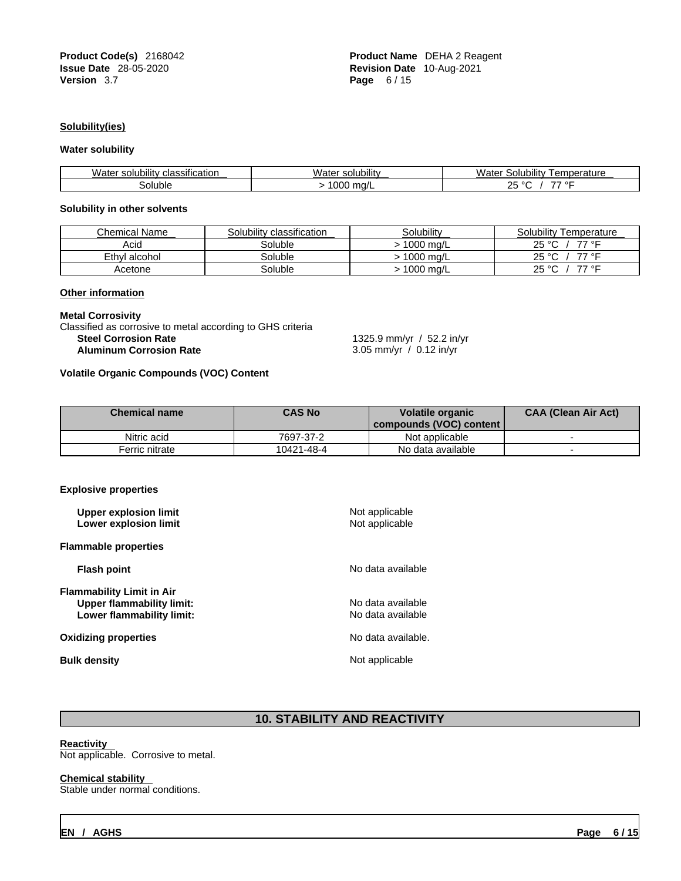**Solubility(ies)**

**Water solubility**

| Water solubility classification | Water solubility | Water Solubility Temperature |
| --- | --- | --- |
| Soluble | > 1000 mg/L | 25 °C / 77 °F |

**Solubility in other solvents**

| Chemical Name | Solubility classification | Solubility | Solubility Temperature |
| --- | --- | --- | --- |
| Acid | Soluble | > 1000 mg/L | 25 °C / 77 °F |
| Ethyl alcohol | Soluble | > 1000 mg/L | 25 °C / 77 °F |
| Acetone | Soluble | > 1000 mg/L | 25 °C / 77 °F |

**Other information**

**Metal Corrosivity**

Classified as corrosive to metal according to GHS criteria

**Steel Corrosion Rate** 1325.9 mm/yr / 52.2 in/yr

**Aluminum Corrosion Rate** 3.05 mm/yr / 0.12 in/yr

**Volatile Organic Compounds (VOC) Content**

| Chemical name | CAS No | Volatile organic compounds (VOC) content | CAA (Clean Air Act) |
| --- | --- | --- | --- |
| Nitric acid | 7697-37-2 | Not applicable | - |
| Ferric nitrate | 10421-48-4 | No data available | - |

**Explosive properties**

**Upper explosion limit** Not applicable

**Lower explosion limit** Not applicable

**Flammable properties**

**Flash point** No data available

**Flammability Limit in Air**

**Upper flammability limit:** No data available

**Lower flammability limit:** No data available

**Oxidizing properties** No data available.

**Bulk density** Not applicable

## 10. STABILITY AND REACTIVITY

**Reactivity**

Not applicable. Corrosive to metal.

**Chemical stability**

Stable under normal conditions.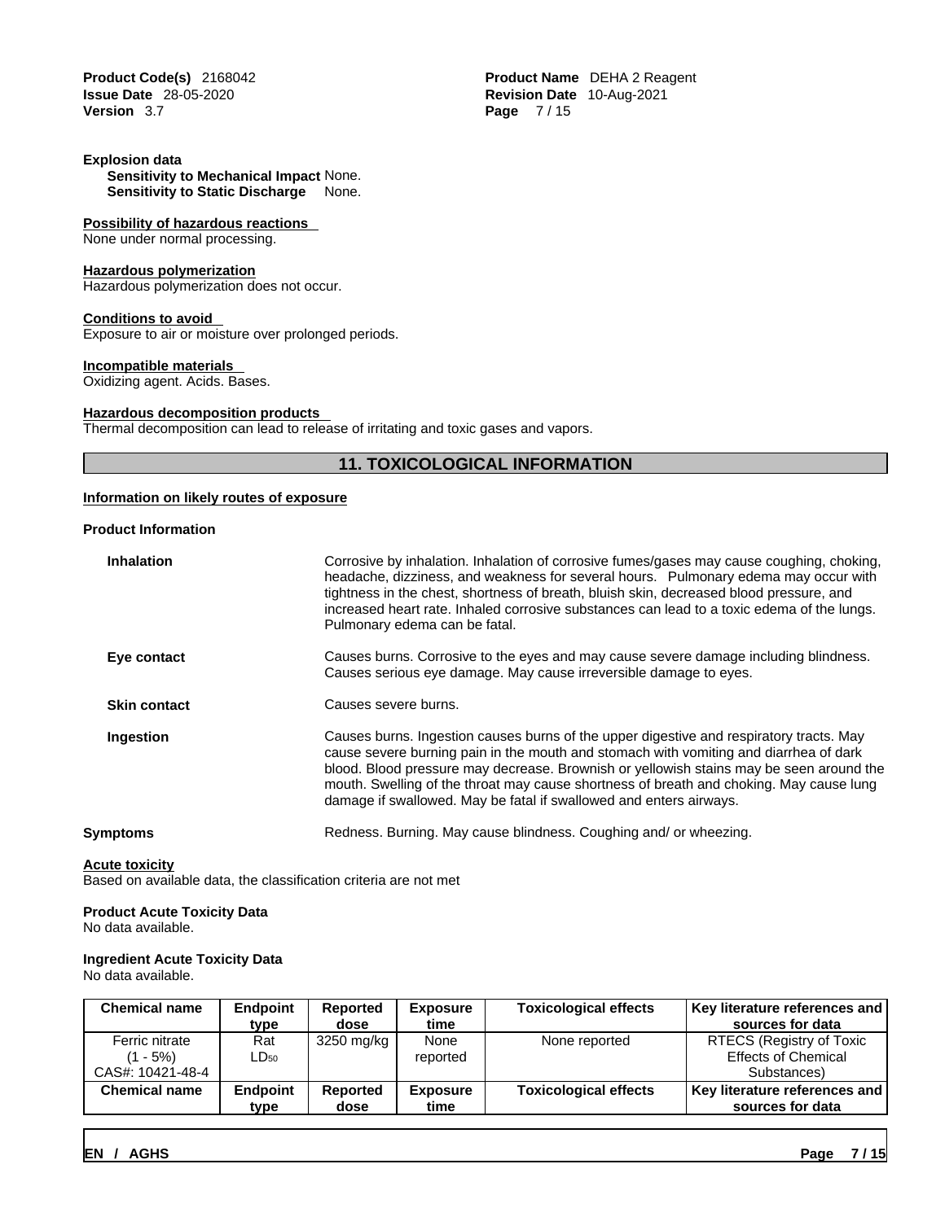**Explosion data**

**Sensitivity to Mechanical Impact** None.
**Sensitivity to Static Discharge** None.

**Possibility of hazardous reactions**
None under normal processing.

**Hazardous polymerization**
Hazardous polymerization does not occur.

**Conditions to avoid**
Exposure to air or moisture over prolonged periods.

**Incompatible materials**
Oxidizing agent. Acids. Bases.

**Hazardous decomposition products**
Thermal decomposition can lead to release of irritating and toxic gases and vapors.

## 11. TOXICOLOGICAL INFORMATION

**Information on likely routes of exposure**

**Product Information**

**Inhalation**
Corrosive by inhalation. Inhalation of corrosive fumes/gases may cause coughing, choking, headache, dizziness, and weakness for several hours. Pulmonary edema may occur with tightness in the chest, shortness of breath, bluish skin, decreased blood pressure, and increased heart rate. Inhaled corrosive substances can lead to a toxic edema of the lungs. Pulmonary edema can be fatal.

**Eye contact**
Causes burns. Corrosive to the eyes and may cause severe damage including blindness. Causes serious eye damage. May cause irreversible damage to eyes.

**Skin contact**
Causes severe burns.

**Ingestion**
Causes burns. Ingestion causes burns of the upper digestive and respiratory tracts. May cause severe burning pain in the mouth and stomach with vomiting and diarrhea of dark blood. Blood pressure may decrease. Brownish or yellowish stains may be seen around the mouth. Swelling of the throat may cause shortness of breath and choking. May cause lung damage if swallowed. May be fatal if swallowed and enters airways.

**Symptoms**
Redness. Burning. May cause blindness. Coughing and/ or wheezing.

**Acute toxicity**
Based on available data, the classification criteria are not met

**Product Acute Toxicity Data**
No data available.

**Ingredient Acute Toxicity Data**
No data available.

| Chemical name | Endpoint type | Reported dose | Exposure time | Toxicological effects | Key literature references and sources for data |
|---|---|---|---|---|---|
| Ferric nitrate (1 - 5%) CAS#: 10421-48-4 | Rat $LD_{50}$ | 3250 mg/kg | None reported | None reported | RTECS (Registry of Toxic Effects of Chemical Substances) |
| **Chemical name** | **Endpoint type** | **Reported dose** | **Exposure time** | **Toxicological effects** | **Key literature references and sources for data** |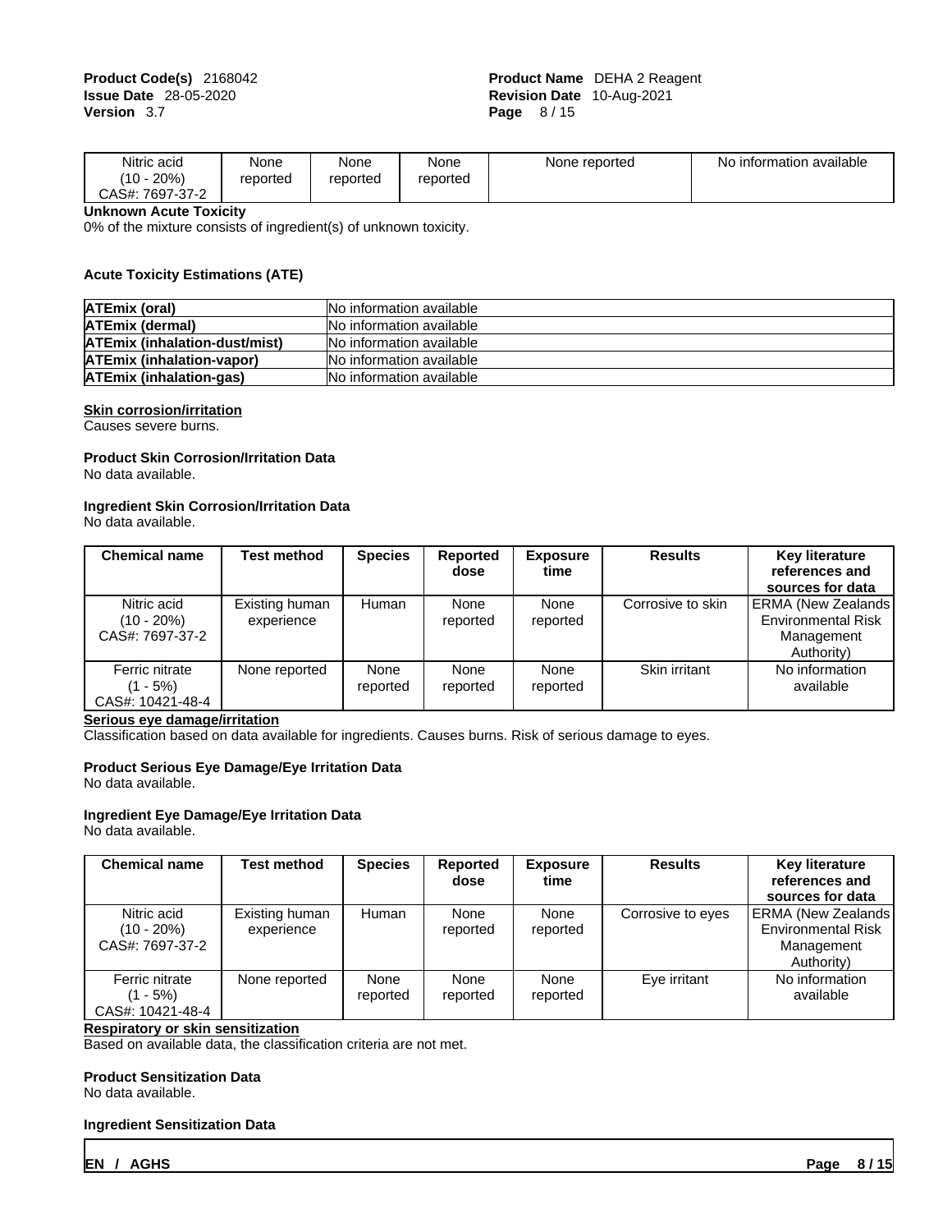| Nitric acid (10 - 20%) CAS#: 7697-37-2 | None reported | None reported | None reported | None reported | No information available |
|---|---|---|---|---|---|

**Unknown Acute Toxicity**

0% of the mixture consists of ingredient(s) of unknown toxicity.

**Acute Toxicity Estimations (ATE)**

| | |
|---|---|
| **ATEmix (oral)** | No information available |
| **ATEmix (dermal)** | No information available |
| **ATEmix (inhalation-dust/mist)** | No information available |
| **ATEmix (inhalation-vapor)** | No information available |
| **ATEmix (inhalation-gas)** | No information available |

**Skin corrosion/irritation**

Causes severe burns.

**Product Skin Corrosion/Irritation Data**

No data available.

**Ingredient Skin Corrosion/Irritation Data**

No data available.

| Chemical name | Test method | Species | Reported dose | Exposure time | Results | Key literature references and sources for data |
|---|---|---|---|---|---|---|
| Nitric acid (10 - 20%) CAS#: 7697-37-2 | Existing human experience | Human | None reported | None reported | Corrosive to skin | ERMA (New Zealands Environmental Risk Management Authority) |
| Ferric nitrate (1 - 5%) CAS#: 10421-48-4 | None reported | None reported | None reported | None reported | Skin irritant | No information available |

**Serious eye damage/irritation**

Classification based on data available for ingredients. Causes burns. Risk of serious damage to eyes.

**Product Serious Eye Damage/Eye Irritation Data**

No data available.

**Ingredient Eye Damage/Eye Irritation Data**

No data available.

| Chemical name | Test method | Species | Reported dose | Exposure time | Results | Key literature references and sources for data |
|---|---|---|---|---|---|---|
| Nitric acid (10 - 20%) CAS#: 7697-37-2 | Existing human experience | Human | None reported | None reported | Corrosive to eyes | ERMA (New Zealands Environmental Risk Management Authority) |
| Ferric nitrate (1 - 5%) CAS#: 10421-48-4 | None reported | None reported | None reported | None reported | Eye irritant | No information available |

**Respiratory or skin sensitization**

Based on available data, the classification criteria are not met.

**Product Sensitization Data**

No data available.

**Ingredient Sensitization Data**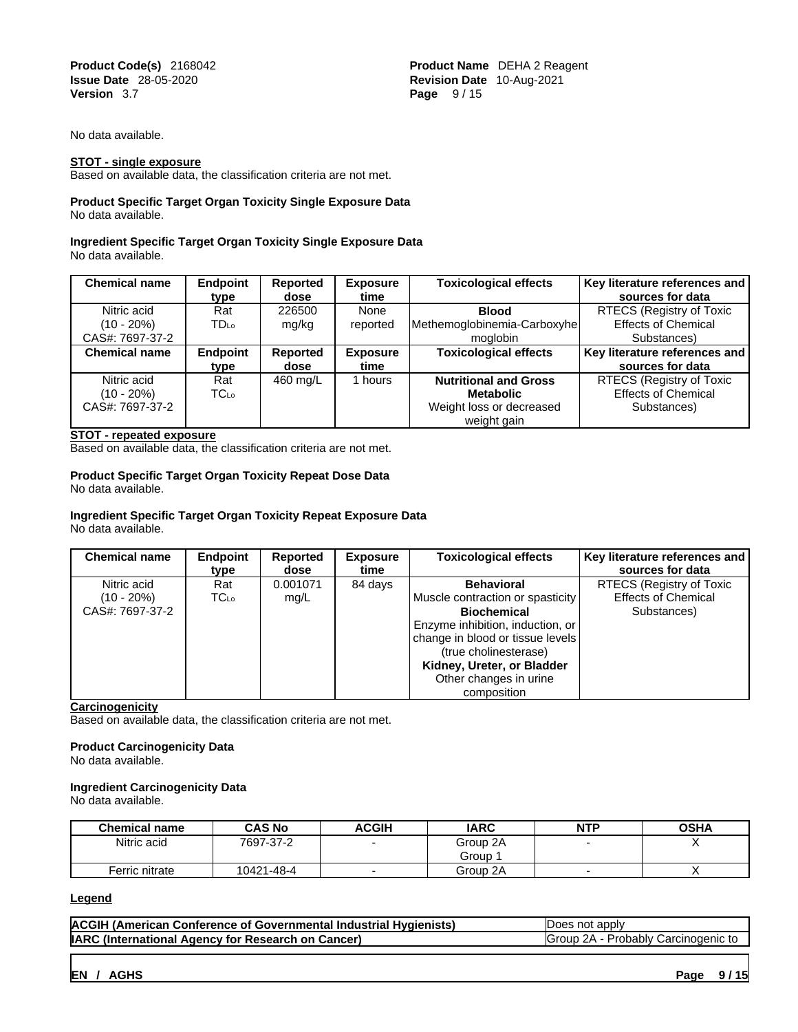No data available.

**STOT - single exposure**
Based on available data, the classification criteria are not met.

**Product Specific Target Organ Toxicity Single Exposure Data**
No data available.

**Ingredient Specific Target Organ Toxicity Single Exposure Data**
No data available.

| Chemical name | Endpoint type | Reported dose | Exposure time | Toxicological effects | Key literature references and sources for data |
|---|---|---|---|---|---|
| Nitric acid (10 - 20%) CAS#: 7697-37-2 | Rat $TD_{Lo}$ | 226500 mg/kg | None reported | **Blood** Methemoglobinemia-Carboxyhemoglobin | RTECS (Registry of Toxic Effects of Chemical Substances) |
| **Chemical name** | **Endpoint type** | **Reported dose** | **Exposure time** | **Toxicological effects** | **Key literature references and sources for data** |
| Nitric acid (10 - 20%) CAS#: 7697-37-2 | Rat $TC_{Lo}$ | 460 mg/L | 1 hours | **Nutritional and Gross Metabolic** Weight loss or decreased weight gain | RTECS (Registry of Toxic Effects of Chemical Substances) |

**STOT - repeated exposure**
Based on available data, the classification criteria are not met.

**Product Specific Target Organ Toxicity Repeat Dose Data**
No data available.

**Ingredient Specific Target Organ Toxicity Repeat Exposure Data**
No data available.

| Chemical name | Endpoint type | Reported dose | Exposure time | Toxicological effects | Key literature references and sources for data |
|---|---|---|---|---|---|
| Nitric acid (10 - 20%) CAS#: 7697-37-2 | Rat $TC_{Lo}$ | 0.001071 mg/L | 84 days | **Behavioral** Muscle contraction or spasticity **Biochemical** Enzyme inhibition, induction, or change in blood or tissue levels (true cholinesterase) **Kidney, Ureter, or Bladder** Other changes in urine composition | RTECS (Registry of Toxic Effects of Chemical Substances) |

**Carcinogenicity**
Based on available data, the classification criteria are not met.

**Product Carcinogenicity Data**
No data available.

**Ingredient Carcinogenicity Data**
No data available.

| Chemical name | CAS No | ACGIH | IARC | NTP | OSHA |
|---|---|---|---|---|---|
| Nitric acid | 7697-37-2 | - | Group 2A Group 1 | - | X |
| Ferric nitrate | 10421-48-4 | - | Group 2A | - | X |

**Legend**

| | |
|---|---|
| **ACGIH (American Conference of Governmental Industrial Hygienists)** | Does not apply |
| **IARC (International Agency for Research on Cancer)** | Group 2A - Probably Carcinogenic to |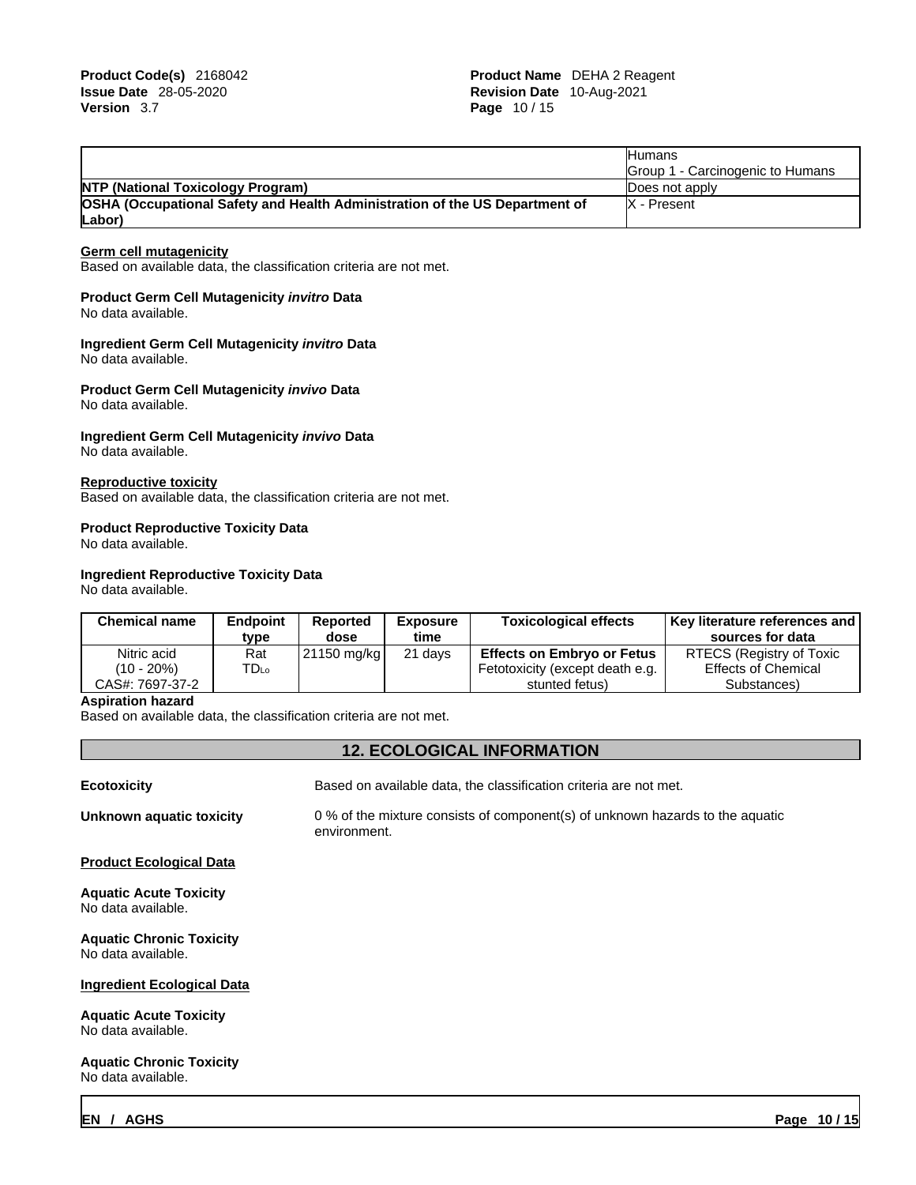| | Humans<br>Group 1 - Carcinogenic to Humans |
|---|---|
| **NTP (National Toxicology Program)** | Does not apply |
| **OSHA (Occupational Safety and Health Administration of the US Department of Labor)** | X - Present |

**Germ cell mutagenicity**
Based on available data, the classification criteria are not met.

**Product Germ Cell Mutagenicity *invitro* Data**
No data available.

**Ingredient Germ Cell Mutagenicity *invitro* Data**
No data available.

**Product Germ Cell Mutagenicity *invivo* Data**
No data available.

**Ingredient Germ Cell Mutagenicity *invivo* Data**
No data available.

**Reproductive toxicity**
Based on available data, the classification criteria are not met.

**Product Reproductive Toxicity Data**
No data available.

**Ingredient Reproductive Toxicity Data**
No data available.

| Chemical name | Endpoint type | Reported dose | Exposure time | Toxicological effects | Key literature references and sources for data |
|---|---|---|---|---|---|
| Nitric acid (10 - 20%) CAS#: 7697-37-2 | Rat $TD_{Lo}$ | 21150 mg/kg | 21 days | **Effects on Embryo or Fetus** Fetotoxicity (except death e.g. stunted fetus) | RTECS (Registry of Toxic Effects of Chemical Substances) |

**Aspiration hazard**
Based on available data, the classification criteria are not met.

## 12. ECOLOGICAL INFORMATION

**Ecotoxicity** Based on available data, the classification criteria are not met.

**Unknown aquatic toxicity** 0 % of the mixture consists of component(s) of unknown hazards to the aquatic environment.

**Product Ecological Data**

**Aquatic Acute Toxicity**
No data available.

**Aquatic Chronic Toxicity**
No data available.

**Ingredient Ecological Data**

**Aquatic Acute Toxicity**
No data available.

**Aquatic Chronic Toxicity**
No data available.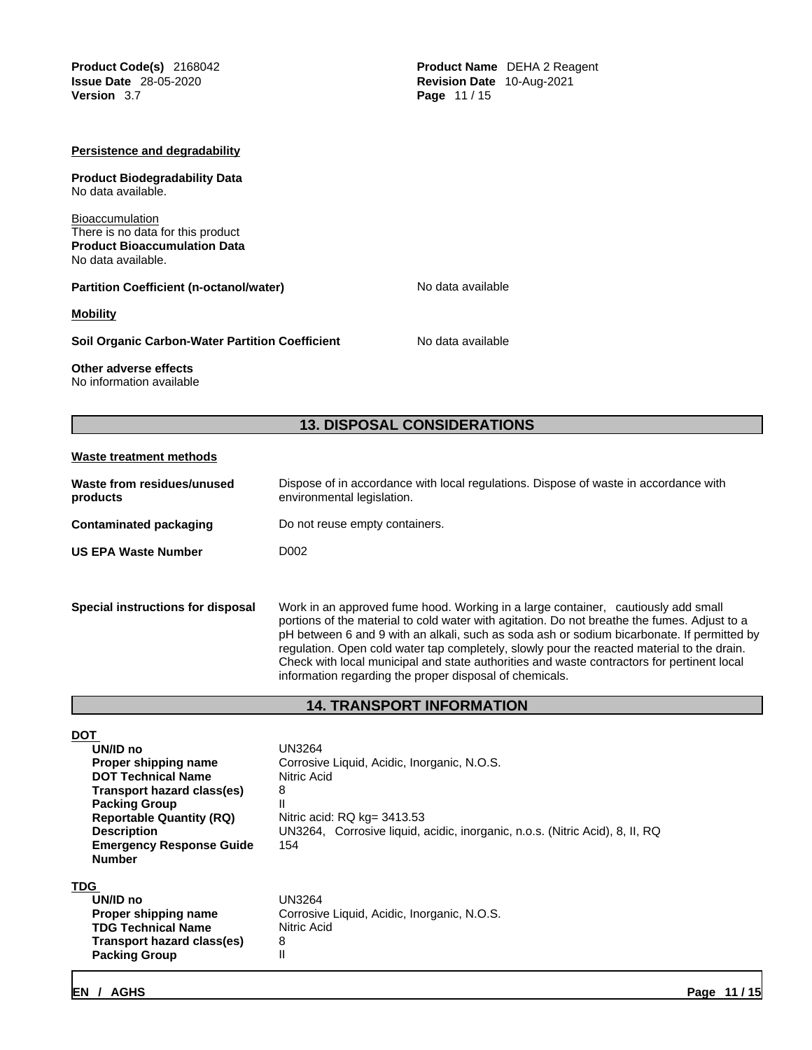**Persistence and degradability**

**Product Biodegradability Data**
No data available.

Bioaccumulation
There is no data for this product
**Product Bioaccumulation Data**
No data available.

**Partition Coefficient (n-octanol/water)** No data available

**Mobility**

**Soil Organic Carbon-Water Partition Coefficient** No data available

**Other adverse effects**
No information available

## 13. DISPOSAL CONSIDERATIONS

**Waste treatment methods**

| | |
|---|---|
| **Waste from residues/unused products** | Dispose of in accordance with local regulations. Dispose of waste in accordance with environmental legislation. |
| **Contaminated packaging** | Do not reuse empty containers. |
| **US EPA Waste Number** | D002 |
| **Special instructions for disposal** | Work in an approved fume hood. Working in a large container, cautiously add small portions of the material to cold water with agitation. Do not breathe the fumes. Adjust to a pH between 6 and 9 with an alkali, such as soda ash or sodium bicarbonate. If permitted by regulation. Open cold water tap completely, slowly pour the reacted material to the drain. Check with local municipal and state authorities and waste contractors for pertinent local information regarding the proper disposal of chemicals. |

## 14. TRANSPORT INFORMATION

**DOT**

| | |
|---|---|
| **UN/ID no** | UN3264 |
| **Proper shipping name** | Corrosive Liquid, Acidic, Inorganic, N.O.S. |
| **DOT Technical Name** | Nitric Acid |
| **Transport hazard class(es)** | 8 |
| **Packing Group** | II |
| **Reportable Quantity (RQ)** | Nitric acid: RQ kg= 3413.53 |
| **Description** | UN3264, Corrosive liquid, acidic, inorganic, n.o.s. (Nitric Acid), 8, II, RQ |
| **Emergency Response Guide Number** | 154 |

**TDG**

| | |
|---|---|
| **UN/ID no** | UN3264 |
| **Proper shipping name** | Corrosive Liquid, Acidic, Inorganic, N.O.S. |
| **TDG Technical Name** | Nitric Acid |
| **Transport hazard class(es)** | 8 |
| **Packing Group** | II |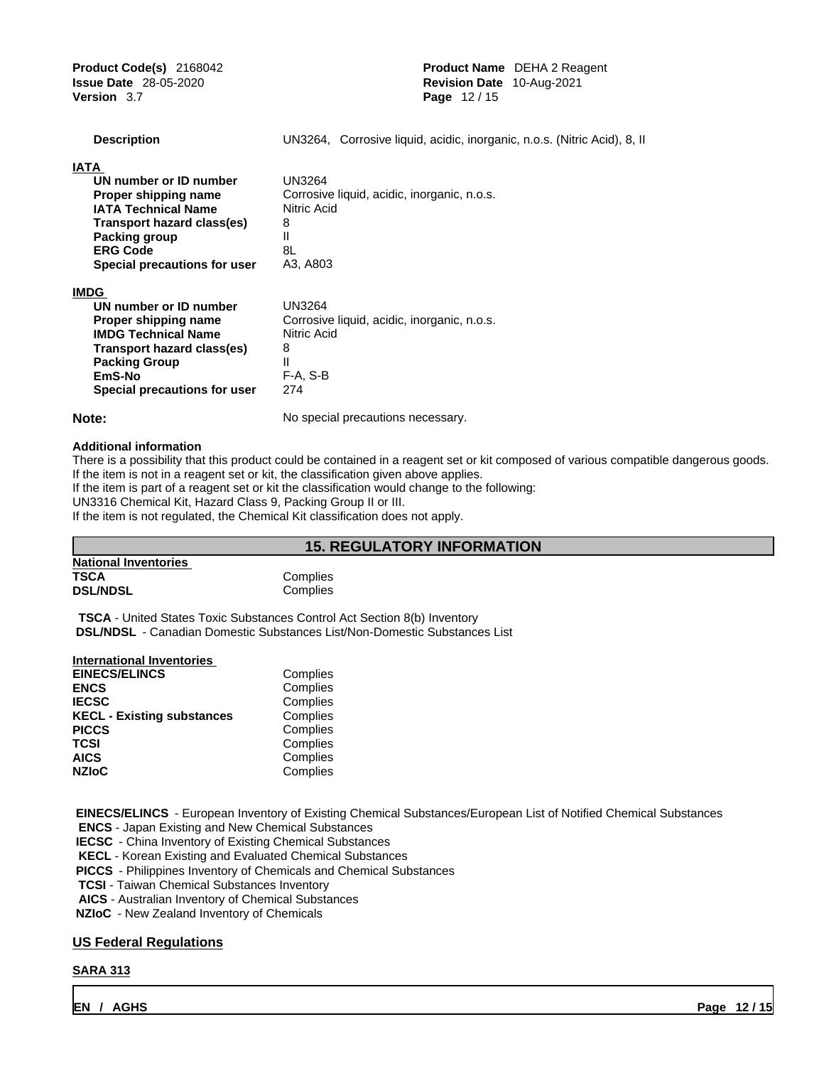| | |
|---|---|
| **Description** | UN3264, Corrosive liquid, acidic, inorganic, n.o.s. (Nitric Acid), 8, II |

**IATA**

| | |
|---|---|
| **UN number or ID number** | UN3264 |
| **Proper shipping name** | Corrosive liquid, acidic, inorganic, n.o.s. |
| **IATA Technical Name** | Nitric Acid |
| **Transport hazard class(es)** | 8 |
| **Packing group** | II |
| **ERG Code** | 8L |
| **Special precautions for user** | A3, A803 |

**IMDG**

| | |
|---|---|
| **UN number or ID number** | UN3264 |
| **Proper shipping name** | Corrosive liquid, acidic, inorganic, n.o.s. |
| **IMDG Technical Name** | Nitric Acid |
| **Transport hazard class(es)** | 8 |
| **Packing Group** | II |
| **EmS-No** | F-A, S-B |
| **Special precautions for user** | 274 |

**Note:** No special precautions necessary.

**Additional information**

There is a possibility that this product could be contained in a reagent set or kit composed of various compatible dangerous goods.
If the item is not in a reagent set or kit, the classification given above applies.
If the item is part of a reagent set or kit the classification would change to the following:
UN3316 Chemical Kit, Hazard Class 9, Packing Group II or III.
If the item is not regulated, the Chemical Kit classification does not apply.

## 15. REGULATORY INFORMATION

**National Inventories**

| | |
|---|---|
| **TSCA** | Complies |
| **DSL/NDSL** | Complies |

**TSCA** - United States Toxic Substances Control Act Section 8(b) Inventory
**DSL/NDSL** - Canadian Domestic Substances List/Non-Domestic Substances List

**International Inventories**

| | |
|---|---|
| **EINECS/ELINCS** | Complies |
| **ENCS** | Complies |
| **IECSC** | Complies |
| **KECL - Existing substances** | Complies |
| **PICCS** | Complies |
| **TCSI** | Complies |
| **AICS** | Complies |
| **NZIoC** | Complies |

**EINECS/ELINCS** - European Inventory of Existing Chemical Substances/European List of Notified Chemical Substances
**ENCS** - Japan Existing and New Chemical Substances
**IECSC** - China Inventory of Existing Chemical Substances
**KECL** - Korean Existing and Evaluated Chemical Substances
**PICCS** - Philippines Inventory of Chemicals and Chemical Substances
**TCSI** - Taiwan Chemical Substances Inventory
**AICS** - Australian Inventory of Chemical Substances
**NZIoC** - New Zealand Inventory of Chemicals

### US Federal Regulations

**SARA 313**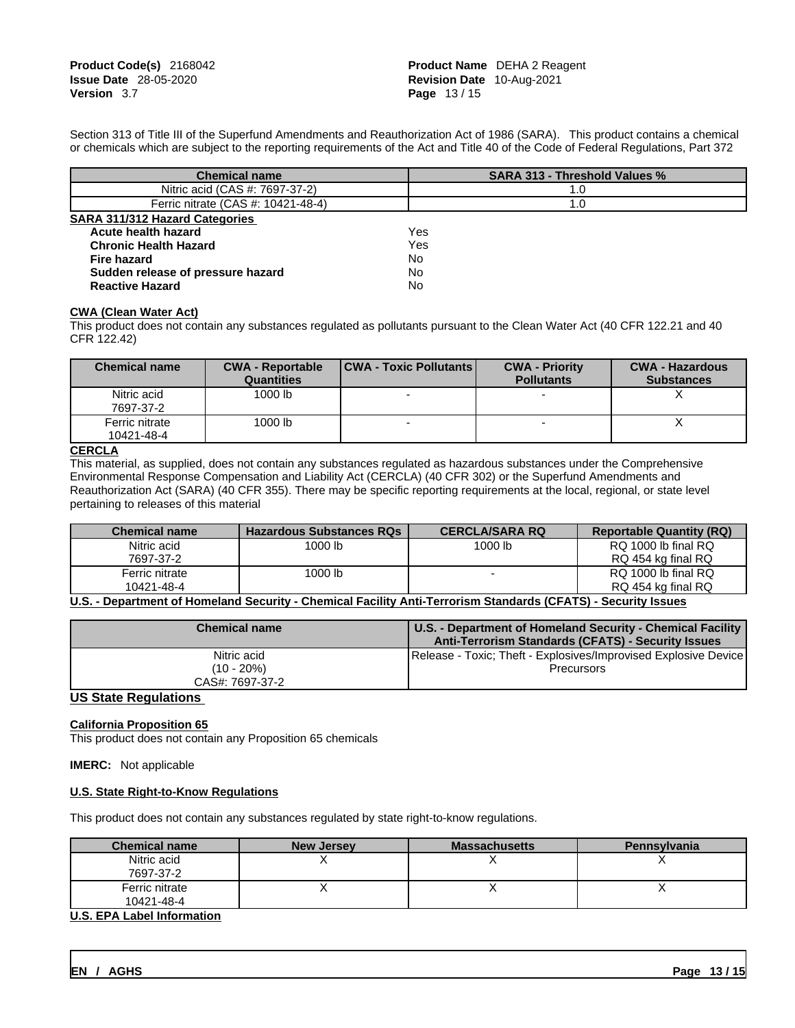Section 313 of Title III of the Superfund Amendments and Reauthorization Act of 1986 (SARA). This product contains a chemical or chemicals which are subject to the reporting requirements of the Act and Title 40 of the Code of Federal Regulations, Part 372

| Chemical name | SARA 313 - Threshold Values % |
|---|---|
| Nitric acid (CAS #: 7697-37-2) | 1.0 |
| Ferric nitrate (CAS #: 10421-48-4) | 1.0 |

**SARA 311/312 Hazard Categories**

| | |
|---|---|
| **Acute health hazard** | Yes |
| **Chronic Health Hazard** | Yes |
| **Fire hazard** | No |
| **Sudden release of pressure hazard** | No |
| **Reactive Hazard** | No |

**CWA (Clean Water Act)**

This product does not contain any substances regulated as pollutants pursuant to the Clean Water Act (40 CFR 122.21 and 40 CFR 122.42)

| Chemical name | CWA - Reportable Quantities | CWA - Toxic Pollutants | CWA - Priority Pollutants | CWA - Hazardous Substances |
|---|---|---|---|---|
| Nitric acid 7697-37-2 | 1000 lb | - | - | X |
| Ferric nitrate 10421-48-4 | 1000 lb | - | - | X |

**CERCLA**

This material, as supplied, does not contain any substances regulated as hazardous substances under the Comprehensive Environmental Response Compensation and Liability Act (CERCLA) (40 CFR 302) or the Superfund Amendments and Reauthorization Act (SARA) (40 CFR 355). There may be specific reporting requirements at the local, regional, or state level pertaining to releases of this material

| Chemical name | Hazardous Substances RQs | CERCLA/SARA RQ | Reportable Quantity (RQ) |
|---|---|---|---|
| Nitric acid 7697-37-2 | 1000 lb | 1000 lb | RQ 1000 lb final RQ RQ 454 kg final RQ |
| Ferric nitrate 10421-48-4 | 1000 lb | - | RQ 1000 lb final RQ RQ 454 kg final RQ |

**U.S. - Department of Homeland Security - Chemical Facility Anti-Terrorism Standards (CFATS) - Security Issues**

| Chemical name | U.S. - Department of Homeland Security - Chemical Facility Anti-Terrorism Standards (CFATS) - Security Issues |
|---|---|
| Nitric acid (10 - 20%) CAS#: 7697-37-2 | Release - Toxic; Theft - Explosives/Improvised Explosive Device Precursors |

## US State Regulations

**California Proposition 65**

This product does not contain any Proposition 65 chemicals

**IMERC:** Not applicable

**U.S. State Right-to-Know Regulations**

This product does not contain any substances regulated by state right-to-know regulations.

| Chemical name | New Jersey | Massachusetts | Pennsylvania |
|---|---|---|---|
| Nitric acid 7697-37-2 | X | X | X |
| Ferric nitrate 10421-48-4 | X | X | X |

**U.S. EPA Label Information**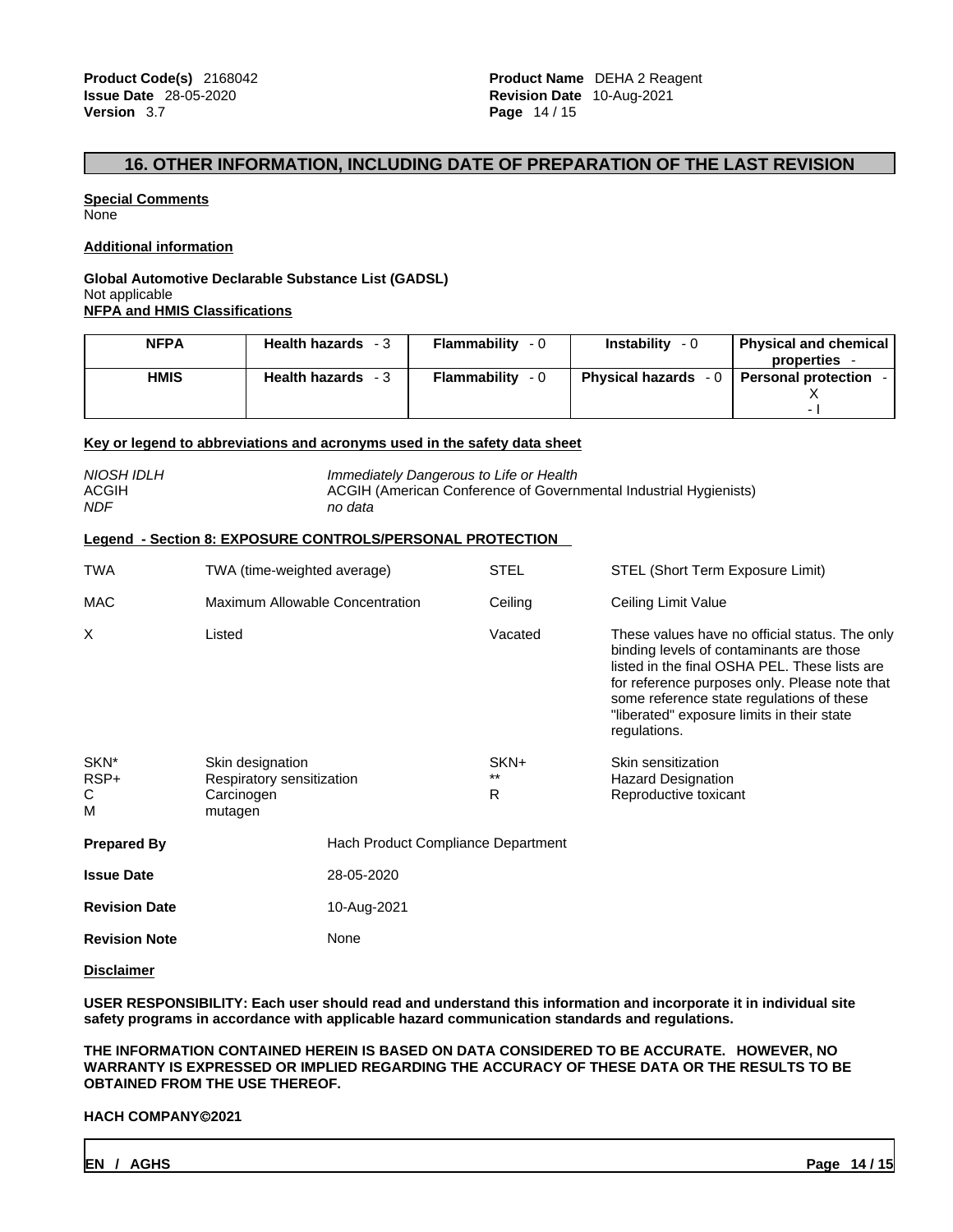## 16. OTHER INFORMATION, INCLUDING DATE OF PREPARATION OF THE LAST REVISION

**Special Comments**
None

**Additional information**

**Global Automotive Declarable Substance List (GADSL)**
Not applicable

**NFPA and HMIS Classifications**

| NFPA | Health hazards - 3 | Flammability - 0 | Instability - 0 | Physical and chemical properties - |
|---|---|---|---|---|
| HMIS | Health hazards - 3 | Flammability - 0 | Physical hazards - 0 | Personal protection - X - I |

**Key or legend to abbreviations and acronyms used in the safety data sheet**

*NIOSH IDLH* — *Immediately Dangerous to Life or Health*
ACGIH — ACGIH (American Conference of Governmental Industrial Hygienists)
*NDF* — *no data*

**Legend - Section 8: EXPOSURE CONTROLS/PERSONAL PROTECTION**

| | | | |
|---|---|---|---|
| TWA | TWA (time-weighted average) | STEL | STEL (Short Term Exposure Limit) |
| MAC | Maximum Allowable Concentration | Ceiling | Ceiling Limit Value |
| X | Listed | Vacated | These values have no official status. The only binding levels of contaminants are those listed in the final OSHA PEL. These lists are for reference purposes only. Please note that some reference state regulations of these "liberated" exposure limits in their state regulations. |
| SKN* | Skin designation | SKN+ | Skin sensitization |
| RSP+ | Respiratory sensitization | ** | Hazard Designation |
| C | Carcinogen | R | Reproductive toxicant |
| M | mutagen | | |

**Prepared By** — Hach Product Compliance Department

**Issue Date** — 28-05-2020

**Revision Date** — 10-Aug-2021

**Revision Note** — None

**Disclaimer**

**USER RESPONSIBILITY: Each user should read and understand this information and incorporate it in individual site safety programs in accordance with applicable hazard communication standards and regulations.**

**THE INFORMATION CONTAINED HEREIN IS BASED ON DATA CONSIDERED TO BE ACCURATE. HOWEVER, NO WARRANTY IS EXPRESSED OR IMPLIED REGARDING THE ACCURACY OF THESE DATA OR THE RESULTS TO BE OBTAINED FROM THE USE THEREOF.**

**HACH COMPANY©2021**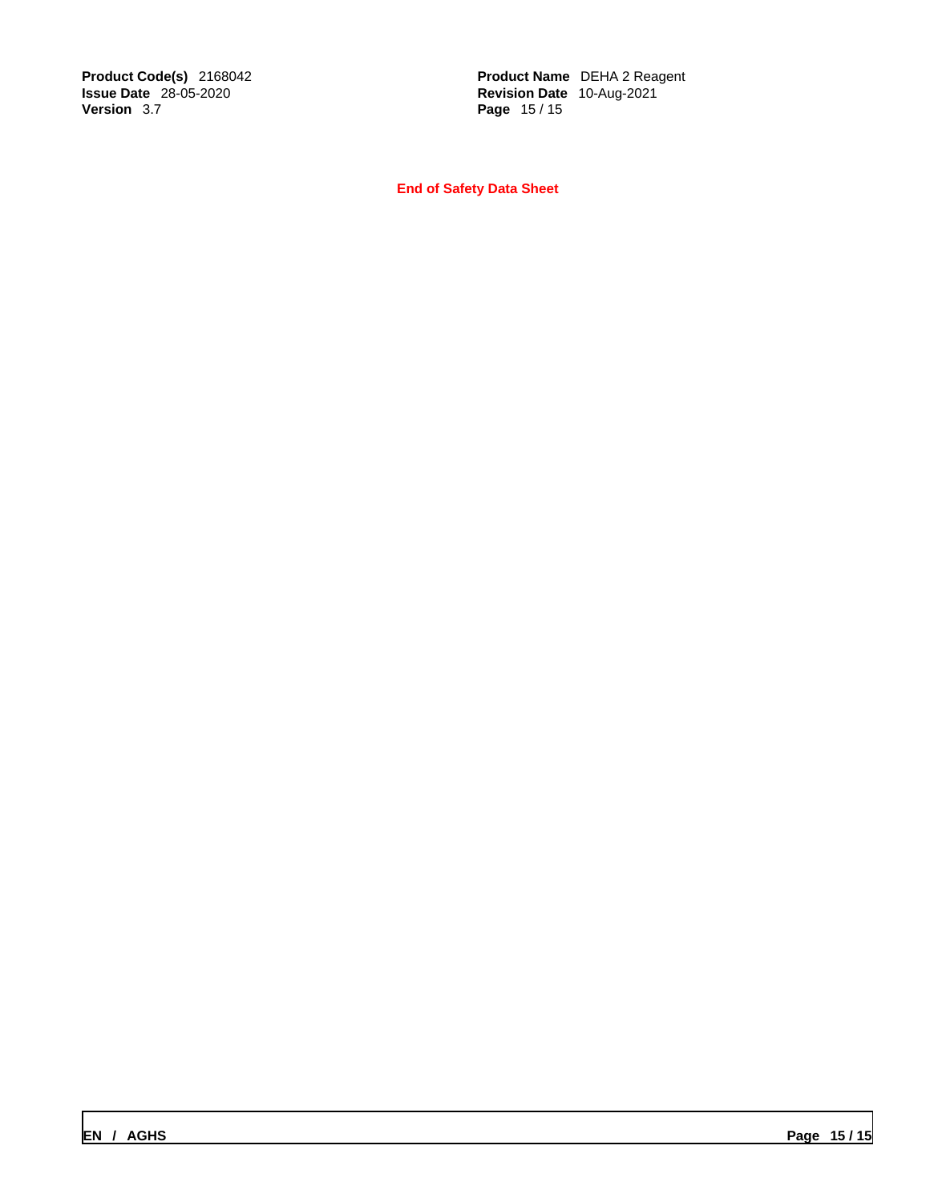**End of Safety Data Sheet**